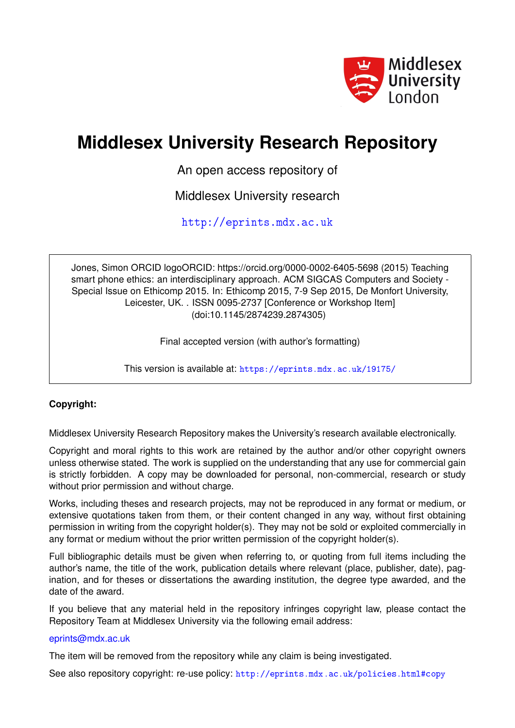Middlesex University London

# Middlesex University Research Repository

An open access repository of

Middlesex University research

http://eprints.mdx.ac.uk

Jones, Simon ORCID logoORCID: https://orcid.org/0000-0002-6405-5698 (2015) Teaching smart phone ethics: an interdisciplinary approach. ACM SIGCAS Computers and Society - Special Issue on Ethicomp 2015. In: Ethicomp 2015, 7-9 Sep 2015, De Monfort University, Leicester, UK. . ISSN 0095-2737 [Conference or Workshop Item] (doi:10.1145/2874239.2874305)

Final accepted version (with author's formatting)

This version is available at: https://eprints.mdx.ac.uk/19175/

**Copyright:**

Middlesex University Research Repository makes the University's research available electronically.

Copyright and moral rights to this work are retained by the author and/or other copyright owners unless otherwise stated. The work is supplied on the understanding that any use for commercial gain is strictly forbidden. A copy may be downloaded for personal, non-commercial, research or study without prior permission and without charge.

Works, including theses and research projects, may not be reproduced in any format or medium, or extensive quotations taken from them, or their content changed in any way, without first obtaining permission in writing from the copyright holder(s). They may not be sold or exploited commercially in any format or medium without the prior written permission of the copyright holder(s).

Full bibliographic details must be given when referring to, or quoting from full items including the author's name, the title of the work, publication details where relevant (place, publisher, date), pagination, and for theses or dissertations the awarding institution, the degree type awarded, and the date of the award.

If you believe that any material held in the repository infringes copyright law, please contact the Repository Team at Middlesex University via the following email address:

eprints@mdx.ac.uk

The item will be removed from the repository while any claim is being investigated.

See also repository copyright: re-use policy: http://eprints.mdx.ac.uk/policies.html#copy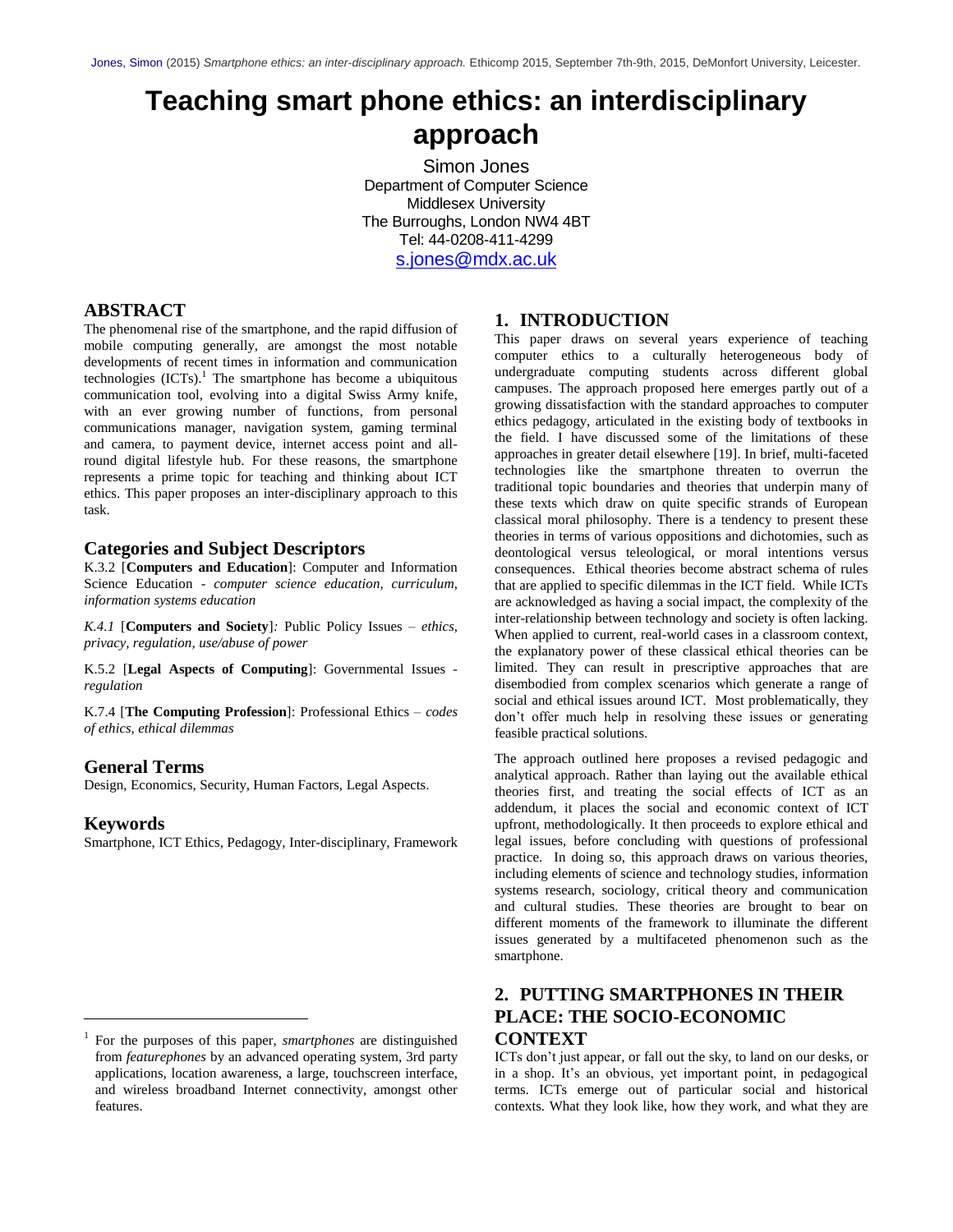# Teaching smart phone ethics: an interdisciplinary approach

Simon Jones
Department of Computer Science
Middlesex University
The Burroughs, London NW4 4BT
Tel: 44-0208-411-4299
s.jones@mdx.ac.uk

## ABSTRACT

The phenomenal rise of the smartphone, and the rapid diffusion of mobile computing generally, are amongst the most notable developments of recent times in information and communication technologies (ICTs).[1] The smartphone has become a ubiquitous communication tool, evolving into a digital Swiss Army knife, with an ever growing number of functions, from personal communications manager, navigation system, gaming terminal and camera, to payment device, internet access point and all-round digital lifestyle hub. For these reasons, the smartphone represents a prime topic for teaching and thinking about ICT ethics. This paper proposes an inter-disciplinary approach to this task.

### Categories and Subject Descriptors

K.3.2 [**Computers and Education**]: Computer and Information Science Education - *computer science education, curriculum, information systems education*

*K.4.1* [**Computers and Society**]*:* Public Policy Issues – *ethics, privacy, regulation, use/abuse of power*

K.5.2 [**Legal Aspects of Computing**]: Governmental Issues - *regulation*

K.7.4 [**The Computing Profession**]: Professional Ethics – *codes of ethics, ethical dilemmas*

### General Terms

Design, Economics, Security, Human Factors, Legal Aspects.

### Keywords

Smartphone, ICT Ethics, Pedagogy, Inter-disciplinary, Framework

## 1. INTRODUCTION

This paper draws on several years experience of teaching computer ethics to a culturally heterogeneous body of undergraduate computing students across different global campuses. The approach proposed here emerges partly out of a growing dissatisfaction with the standard approaches to computer ethics pedagogy, articulated in the existing body of textbooks in the field. I have discussed some of the limitations of these approaches in greater detail elsewhere [19]. In brief, multi-faceted technologies like the smartphone threaten to overrun the traditional topic boundaries and theories that underpin many of these texts which draw on quite specific strands of European classical moral philosophy. There is a tendency to present these theories in terms of various oppositions and dichotomies, such as deontological versus teleological, or moral intentions versus consequences. Ethical theories become abstract schema of rules that are applied to specific dilemmas in the ICT field. While ICTs are acknowledged as having a social impact, the complexity of the inter-relationship between technology and society is often lacking. When applied to current, real-world cases in a classroom context, the explanatory power of these classical ethical theories can be limited. They can result in prescriptive approaches that are disembodied from complex scenarios which generate a range of social and ethical issues around ICT. Most problematically, they don't offer much help in resolving these issues or generating feasible practical solutions.

The approach outlined here proposes a revised pedagogic and analytical approach. Rather than laying out the available ethical theories first, and treating the social effects of ICT as an addendum, it places the social and economic context of ICT upfront, methodologically. It then proceeds to explore ethical and legal issues, before concluding with questions of professional practice. In doing so, this approach draws on various theories, including elements of science and technology studies, information systems research, sociology, critical theory and communication and cultural studies. These theories are brought to bear on different moments of the framework to illuminate the different issues generated by a multifaceted phenomenon such as the smartphone.

## 2. PUTTING SMARTPHONES IN THEIR PLACE: THE SOCIO-ECONOMIC CONTEXT

ICTs don't just appear, or fall out the sky, to land on our desks, or in a shop. It's an obvious, yet important point, in pedagogical terms. ICTs emerge out of particular social and historical contexts. What they look like, how they work, and what they are

[1] For the purposes of this paper, *smartphones* are distinguished from *featurephones* by an advanced operating system, 3rd party applications, location awareness, a large, touchscreen interface, and wireless broadband Internet connectivity, amongst other features.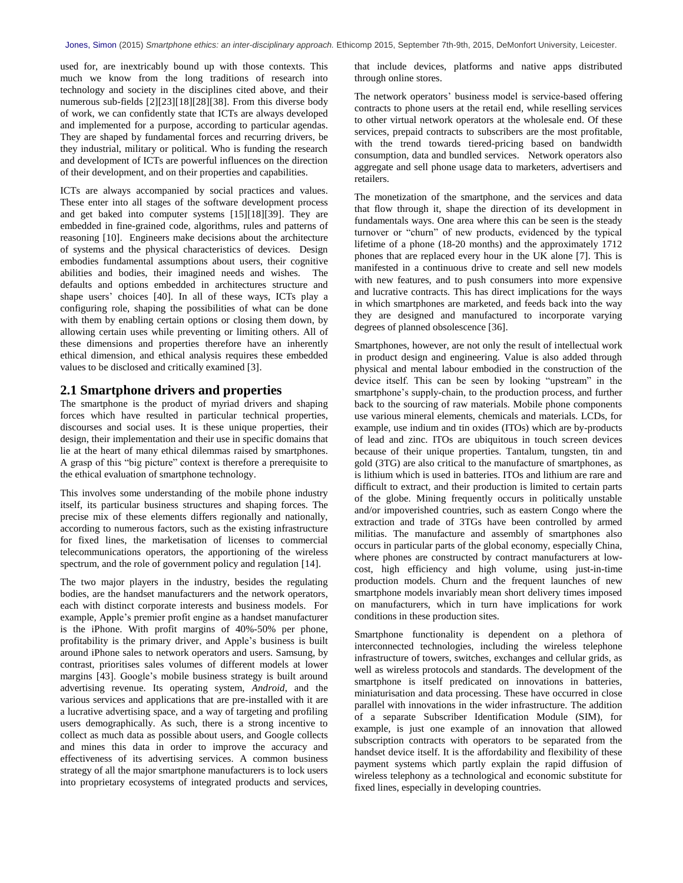used for, are inextricably bound up with those contexts. This much we know from the long traditions of research into technology and society in the disciplines cited above, and their numerous sub-fields [2][23][18][28][38]. From this diverse body of work, we can confidently state that ICTs are always developed and implemented for a purpose, according to particular agendas. They are shaped by fundamental forces and recurring drivers, be they industrial, military or political. Who is funding the research and development of ICTs are powerful influences on the direction of their development, and on their properties and capabilities.

ICTs are always accompanied by social practices and values. These enter into all stages of the software development process and get baked into computer systems [15][18][39]. They are embedded in fine-grained code, algorithms, rules and patterns of reasoning [10]. Engineers make decisions about the architecture of systems and the physical characteristics of devices. Design embodies fundamental assumptions about users, their cognitive abilities and bodies, their imagined needs and wishes. The defaults and options embedded in architectures structure and shape users' choices [40]. In all of these ways, ICTs play a configuring role, shaping the possibilities of what can be done with them by enabling certain options or closing them down, by allowing certain uses while preventing or limiting others. All of these dimensions and properties therefore have an inherently ethical dimension, and ethical analysis requires these embedded values to be disclosed and critically examined [3].

## 2.1 Smartphone drivers and properties

The smartphone is the product of myriad drivers and shaping forces which have resulted in particular technical properties, discourses and social uses. It is these unique properties, their design, their implementation and their use in specific domains that lie at the heart of many ethical dilemmas raised by smartphones. A grasp of this "big picture" context is therefore a prerequisite to the ethical evaluation of smartphone technology.

This involves some understanding of the mobile phone industry itself, its particular business structures and shaping forces. The precise mix of these elements differs regionally and nationally, according to numerous factors, such as the existing infrastructure for fixed lines, the marketisation of licenses to commercial telecommunications operators, the apportioning of the wireless spectrum, and the role of government policy and regulation [14].

The two major players in the industry, besides the regulating bodies, are the handset manufacturers and the network operators, each with distinct corporate interests and business models. For example, Apple's premier profit engine as a handset manufacturer is the iPhone. With profit margins of 40%-50% per phone, profitability is the primary driver, and Apple's business is built around iPhone sales to network operators and users. Samsung, by contrast, prioritises sales volumes of different models at lower margins [43]. Google's mobile business strategy is built around advertising revenue. Its operating system, *Android*, and the various services and applications that are pre-installed with it are a lucrative advertising space, and a way of targeting and profiling users demographically. As such, there is a strong incentive to collect as much data as possible about users, and Google collects and mines this data in order to improve the accuracy and effectiveness of its advertising services. A common business strategy of all the major smartphone manufacturers is to lock users into proprietary ecosystems of integrated products and services, that include devices, platforms and native apps distributed through online stores.

The network operators' business model is service-based offering contracts to phone users at the retail end, while reselling services to other virtual network operators at the wholesale end. Of these services, prepaid contracts to subscribers are the most profitable, with the trend towards tiered-pricing based on bandwidth consumption, data and bundled services. Network operators also aggregate and sell phone usage data to marketers, advertisers and retailers.

The monetization of the smartphone, and the services and data that flow through it, shape the direction of its development in fundamentals ways. One area where this can be seen is the steady turnover or "churn" of new products, evidenced by the typical lifetime of a phone (18-20 months) and the approximately 1712 phones that are replaced every hour in the UK alone [7]. This is manifested in a continuous drive to create and sell new models with new features, and to push consumers into more expensive and lucrative contracts. This has direct implications for the ways in which smartphones are marketed, and feeds back into the way they are designed and manufactured to incorporate varying degrees of planned obsolescence [36].

Smartphones, however, are not only the result of intellectual work in product design and engineering. Value is also added through physical and mental labour embodied in the construction of the device itself. This can be seen by looking "upstream" in the smartphone's supply-chain, to the production process, and further back to the sourcing of raw materials. Mobile phone components use various mineral elements, chemicals and materials. LCDs, for example, use indium and tin oxides (ITOs) which are by-products of lead and zinc. ITOs are ubiquitous in touch screen devices because of their unique properties. Tantalum, tungsten, tin and gold (3TG) are also critical to the manufacture of smartphones, as is lithium which is used in batteries. ITOs and lithium are rare and difficult to extract, and their production is limited to certain parts of the globe. Mining frequently occurs in politically unstable and/or impoverished countries, such as eastern Congo where the extraction and trade of 3TGs have been controlled by armed militias. The manufacture and assembly of smartphones also occurs in particular parts of the global economy, especially China, where phones are constructed by contract manufacturers at low-cost, high efficiency and high volume, using just-in-time production models. Churn and the frequent launches of new smartphone models invariably mean short delivery times imposed on manufacturers, which in turn have implications for work conditions in these production sites.

Smartphone functionality is dependent on a plethora of interconnected technologies, including the wireless telephone infrastructure of towers, switches, exchanges and cellular grids, as well as wireless protocols and standards. The development of the smartphone is itself predicated on innovations in batteries, miniaturisation and data processing. These have occurred in close parallel with innovations in the wider infrastructure. The addition of a separate Subscriber Identification Module (SIM), for example, is just one example of an innovation that allowed subscription contracts with operators to be separated from the handset device itself. It is the affordability and flexibility of these payment systems which partly explain the rapid diffusion of wireless telephony as a technological and economic substitute for fixed lines, especially in developing countries.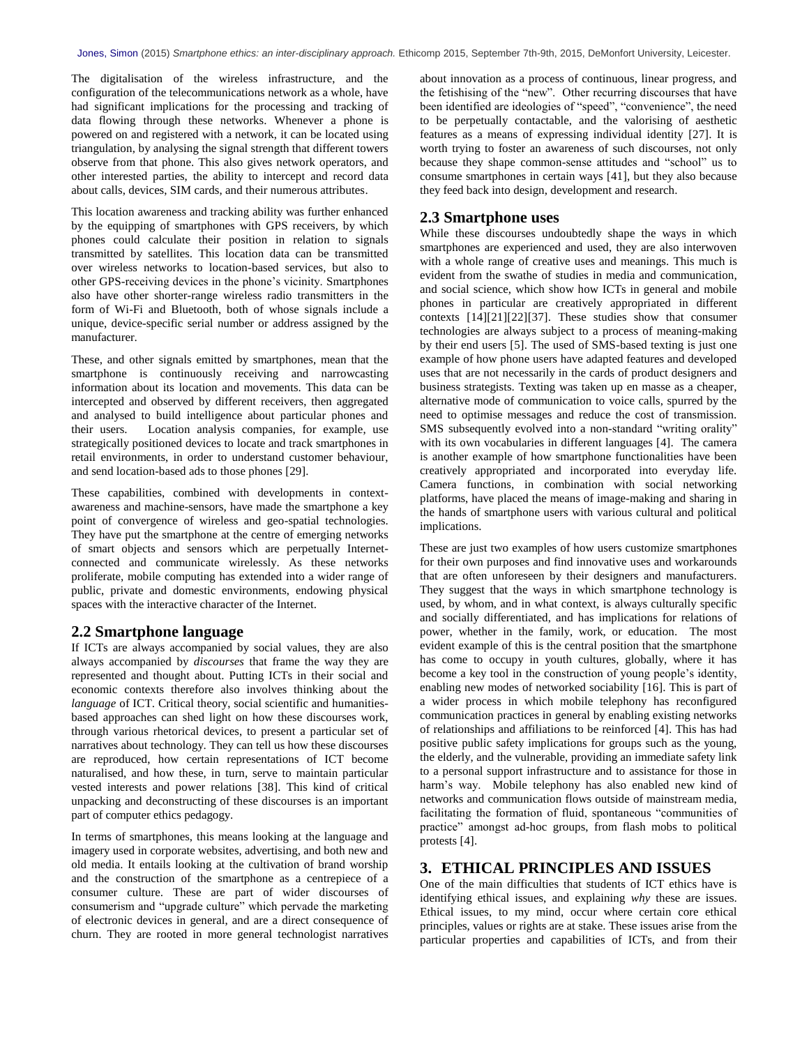The digitalisation of the wireless infrastructure, and the configuration of the telecommunications network as a whole, have had significant implications for the processing and tracking of data flowing through these networks. Whenever a phone is powered on and registered with a network, it can be located using triangulation, by analysing the signal strength that different towers observe from that phone. This also gives network operators, and other interested parties, the ability to intercept and record data about calls, devices, SIM cards, and their numerous attributes.

This location awareness and tracking ability was further enhanced by the equipping of smartphones with GPS receivers, by which phones could calculate their position in relation to signals transmitted by satellites. This location data can be transmitted over wireless networks to location-based services, but also to other GPS-receiving devices in the phone's vicinity. Smartphones also have other shorter-range wireless radio transmitters in the form of Wi-Fi and Bluetooth, both of whose signals include a unique, device-specific serial number or address assigned by the manufacturer.

These, and other signals emitted by smartphones, mean that the smartphone is continuously receiving and narrowcasting information about its location and movements. This data can be intercepted and observed by different receivers, then aggregated and analysed to build intelligence about particular phones and their users. Location analysis companies, for example, use strategically positioned devices to locate and track smartphones in retail environments, in order to understand customer behaviour, and send location-based ads to those phones [29].

These capabilities, combined with developments in context-awareness and machine-sensors, have made the smartphone a key point of convergence of wireless and geo-spatial technologies. They have put the smartphone at the centre of emerging networks of smart objects and sensors which are perpetually Internet-connected and communicate wirelessly. As these networks proliferate, mobile computing has extended into a wider range of public, private and domestic environments, endowing physical spaces with the interactive character of the Internet.

## 2.2 Smartphone language

If ICTs are always accompanied by social values, they are also always accompanied by *discourses* that frame the way they are represented and thought about. Putting ICTs in their social and economic contexts therefore also involves thinking about the *language* of ICT. Critical theory, social scientific and humanities-based approaches can shed light on how these discourses work, through various rhetorical devices, to present a particular set of narratives about technology. They can tell us how these discourses are reproduced, how certain representations of ICT become naturalised, and how these, in turn, serve to maintain particular vested interests and power relations [38]. This kind of critical unpacking and deconstructing of these discourses is an important part of computer ethics pedagogy.

In terms of smartphones, this means looking at the language and imagery used in corporate websites, advertising, and both new and old media. It entails looking at the cultivation of brand worship and the construction of the smartphone as a centrepiece of a consumer culture. These are part of wider discourses of consumerism and "upgrade culture" which pervade the marketing of electronic devices in general, and are a direct consequence of churn. They are rooted in more general technologist narratives about innovation as a process of continuous, linear progress, and the fetishising of the "new". Other recurring discourses that have been identified are ideologies of "speed", "convenience", the need to be perpetually contactable, and the valorising of aesthetic features as a means of expressing individual identity [27]. It is worth trying to foster an awareness of such discourses, not only because they shape common-sense attitudes and "school" us to consume smartphones in certain ways [41], but they also because they feed back into design, development and research.

## 2.3 Smartphone uses

While these discourses undoubtedly shape the ways in which smartphones are experienced and used, they are also interwoven with a whole range of creative uses and meanings. This much is evident from the swathe of studies in media and communication, and social science, which show how ICTs in general and mobile phones in particular are creatively appropriated in different contexts [14][21][22][37]. These studies show that consumer technologies are always subject to a process of meaning-making by their end users [5]. The used of SMS-based texting is just one example of how phone users have adapted features and developed uses that are not necessarily in the cards of product designers and business strategists. Texting was taken up en masse as a cheaper, alternative mode of communication to voice calls, spurred by the need to optimise messages and reduce the cost of transmission. SMS subsequently evolved into a non-standard "writing orality" with its own vocabularies in different languages [4]. The camera is another example of how smartphone functionalities have been creatively appropriated and incorporated into everyday life. Camera functions, in combination with social networking platforms, have placed the means of image-making and sharing in the hands of smartphone users with various cultural and political implications.

These are just two examples of how users customize smartphones for their own purposes and find innovative uses and workarounds that are often unforeseen by their designers and manufacturers. They suggest that the ways in which smartphone technology is used, by whom, and in what context, is always culturally specific and socially differentiated, and has implications for relations of power, whether in the family, work, or education. The most evident example of this is the central position that the smartphone has come to occupy in youth cultures, globally, where it has become a key tool in the construction of young people's identity, enabling new modes of networked sociability [16]. This is part of a wider process in which mobile telephony has reconfigured communication practices in general by enabling existing networks of relationships and affiliations to be reinforced [4]. This has had positive public safety implications for groups such as the young, the elderly, and the vulnerable, providing an immediate safety link to a personal support infrastructure and to assistance for those in harm's way. Mobile telephony has also enabled new kind of networks and communication flows outside of mainstream media, facilitating the formation of fluid, spontaneous "communities of practice" amongst ad-hoc groups, from flash mobs to political protests [4].

# 3. ETHICAL PRINCIPLES AND ISSUES

One of the main difficulties that students of ICT ethics have is identifying ethical issues, and explaining *why* these are issues. Ethical issues, to my mind, occur where certain core ethical principles, values or rights are at stake. These issues arise from the particular properties and capabilities of ICTs, and from their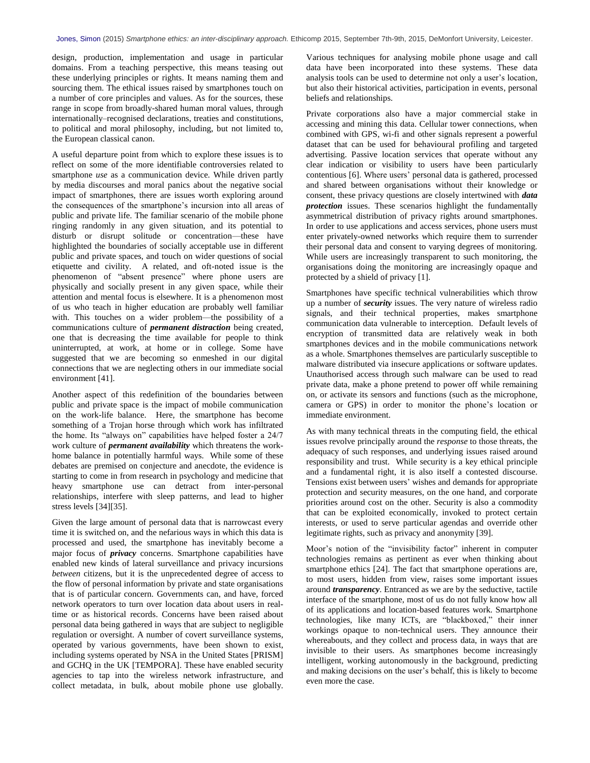design, production, implementation and usage in particular domains. From a teaching perspective, this means teasing out these underlying principles or rights. It means naming them and sourcing them. The ethical issues raised by smartphones touch on a number of core principles and values. As for the sources, these range in scope from broadly-shared human moral values, through internationally–recognised declarations, treaties and constitutions, to political and moral philosophy, including, but not limited to, the European classical canon.

A useful departure point from which to explore these issues is to reflect on some of the more identifiable controversies related to smartphone *use* as a communication device. While driven partly by media discourses and moral panics about the negative social impact of smartphones, there are issues worth exploring around the consequences of the smartphone's incursion into all areas of public and private life. The familiar scenario of the mobile phone ringing randomly in any given situation, and its potential to disturb or disrupt solitude or concentration—these have highlighted the boundaries of socially acceptable use in different public and private spaces, and touch on wider questions of social etiquette and civility. A related, and oft-noted issue is the phenomenon of "absent presence" where phone users are physically and socially present in any given space, while their attention and mental focus is elsewhere. It is a phenomenon most of us who teach in higher education are probably well familiar with. This touches on a wider problem—the possibility of a communications culture of ***permanent distraction*** being created, one that is decreasing the time available for people to think uninterrupted, at work, at home or in college. Some have suggested that we are becoming so enmeshed in our digital connections that we are neglecting others in our immediate social environment [41].

Another aspect of this redefinition of the boundaries between public and private space is the impact of mobile communication on the work-life balance. Here, the smartphone has become something of a Trojan horse through which work has infiltrated the home. Its "always on" capabilities have helped foster a 24/7 work culture of ***permanent availability*** which threatens the work-home balance in potentially harmful ways. While some of these debates are premised on conjecture and anecdote, the evidence is starting to come in from research in psychology and medicine that heavy smartphone use can detract from inter-personal relationships, interfere with sleep patterns, and lead to higher stress levels [34][35].

Given the large amount of personal data that is narrowcast every time it is switched on, and the nefarious ways in which this data is processed and used, the smartphone has inevitably become a major focus of ***privacy*** concerns. Smartphone capabilities have enabled new kinds of lateral surveillance and privacy incursions *between* citizens, but it is the unprecedented degree of access to the flow of personal information by private and state organisations that is of particular concern. Governments can, and have, forced network operators to turn over location data about users in real-time or as historical records. Concerns have been raised about personal data being gathered in ways that are subject to negligible regulation or oversight. A number of covert surveillance systems, operated by various governments, have been shown to exist, including systems operated by NSA in the United States [PRISM] and GCHQ in the UK [TEMPORA]. These have enabled security agencies to tap into the wireless network infrastructure, and collect metadata, in bulk, about mobile phone use globally. Various techniques for analysing mobile phone usage and call data have been incorporated into these systems. These data analysis tools can be used to determine not only a user's location, but also their historical activities, participation in events, personal beliefs and relationships.

Private corporations also have a major commercial stake in accessing and mining this data. Cellular tower connections, when combined with GPS, wi-fi and other signals represent a powerful dataset that can be used for behavioural profiling and targeted advertising. Passive location services that operate without any clear indication or visibility to users have been particularly contentious [6]. Where users' personal data is gathered, processed and shared between organisations without their knowledge or consent, these privacy questions are closely intertwined with ***data protection*** issues. These scenarios highlight the fundamentally asymmetrical distribution of privacy rights around smartphones. In order to use applications and access services, phone users must enter privately-owned networks which require them to surrender their personal data and consent to varying degrees of monitoring. While users are increasingly transparent to such monitoring, the organisations doing the monitoring are increasingly opaque and protected by a shield of privacy [1].

Smartphones have specific technical vulnerabilities which throw up a number of ***security*** issues. The very nature of wireless radio signals, and their technical properties, makes smartphone communication data vulnerable to interception. Default levels of encryption of transmitted data are relatively weak in both smartphones devices and in the mobile communications network as a whole. Smartphones themselves are particularly susceptible to malware distributed via insecure applications or software updates. Unauthorised access through such malware can be used to read private data, make a phone pretend to power off while remaining on, or activate its sensors and functions (such as the microphone, camera or GPS) in order to monitor the phone's location or immediate environment.

As with many technical threats in the computing field, the ethical issues revolve principally around the *response* to those threats, the adequacy of such responses, and underlying issues raised around responsibility and trust. While security is a key ethical principle and a fundamental right, it is also itself a contested discourse. Tensions exist between users' wishes and demands for appropriate protection and security measures, on the one hand, and corporate priorities around cost on the other. Security is also a commodity that can be exploited economically, invoked to protect certain interests, or used to serve particular agendas and override other legitimate rights, such as privacy and anonymity [39].

Moor's notion of the "invisibility factor" inherent in computer technologies remains as pertinent as ever when thinking about smartphone ethics [24]. The fact that smartphone operations are, to most users, hidden from view, raises some important issues around ***transparency***. Entranced as we are by the seductive, tactile interface of the smartphone, most of us do not fully know how all of its applications and location-based features work. Smartphone technologies, like many ICTs, are "blackboxed," their inner workings opaque to non-technical users. They announce their whereabouts, and they collect and process data, in ways that are invisible to their users. As smartphones become increasingly intelligent, working autonomously in the background, predicting and making decisions on the user's behalf, this is likely to become even more the case.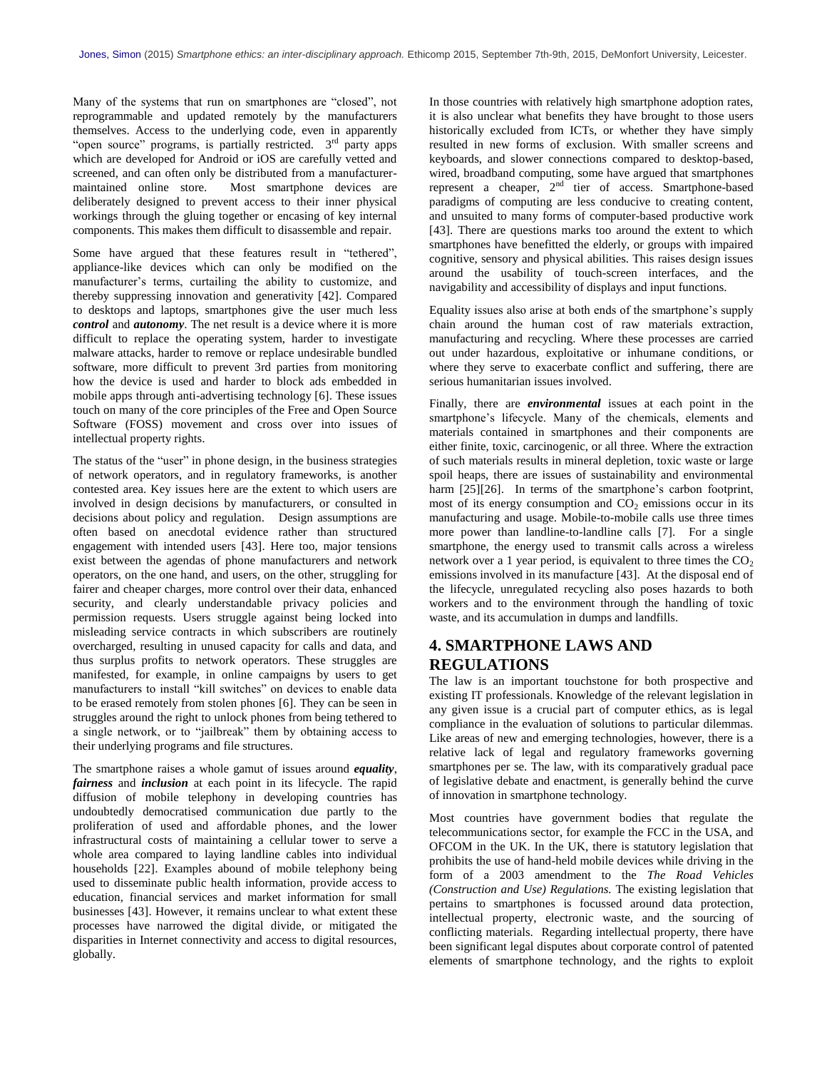Many of the systems that run on smartphones are "closed", not reprogrammable and updated remotely by the manufacturers themselves. Access to the underlying code, even in apparently "open source" programs, is partially restricted. 3rd party apps which are developed for Android or iOS are carefully vetted and screened, and can often only be distributed from a manufacturer-maintained online store. Most smartphone devices are deliberately designed to prevent access to their inner physical workings through the gluing together or encasing of key internal components. This makes them difficult to disassemble and repair.

Some have argued that these features result in "tethered", appliance-like devices which can only be modified on the manufacturer's terms, curtailing the ability to customize, and thereby suppressing innovation and generativity [42]. Compared to desktops and laptops, smartphones give the user much less ***control*** and ***autonomy***. The net result is a device where it is more difficult to replace the operating system, harder to investigate malware attacks, harder to remove or replace undesirable bundled software, more difficult to prevent 3rd parties from monitoring how the device is used and harder to block ads embedded in mobile apps through anti-advertising technology [6]. These issues touch on many of the core principles of the Free and Open Source Software (FOSS) movement and cross over into issues of intellectual property rights.

The status of the "user" in phone design, in the business strategies of network operators, and in regulatory frameworks, is another contested area. Key issues here are the extent to which users are involved in design decisions by manufacturers, or consulted in decisions about policy and regulation. Design assumptions are often based on anecdotal evidence rather than structured engagement with intended users [43]. Here too, major tensions exist between the agendas of phone manufacturers and network operators, on the one hand, and users, on the other, struggling for fairer and cheaper charges, more control over their data, enhanced security, and clearly understandable privacy policies and permission requests. Users struggle against being locked into misleading service contracts in which subscribers are routinely overcharged, resulting in unused capacity for calls and data, and thus surplus profits to network operators. These struggles are manifested, for example, in online campaigns by users to get manufacturers to install "kill switches" on devices to enable data to be erased remotely from stolen phones [6]. They can be seen in struggles around the right to unlock phones from being tethered to a single network, or to "jailbreak" them by obtaining access to their underlying programs and file structures.

The smartphone raises a whole gamut of issues around ***equality***, ***fairness*** and ***inclusion*** at each point in its lifecycle. The rapid diffusion of mobile telephony in developing countries has undoubtedly democratised communication due partly to the proliferation of used and affordable phones, and the lower infrastructural costs of maintaining a cellular tower to serve a whole area compared to laying landline cables into individual households [22]. Examples abound of mobile telephony being used to disseminate public health information, provide access to education, financial services and market information for small businesses [43]. However, it remains unclear to what extent these processes have narrowed the digital divide, or mitigated the disparities in Internet connectivity and access to digital resources, globally.

In those countries with relatively high smartphone adoption rates, it is also unclear what benefits they have brought to those users historically excluded from ICTs, or whether they have simply resulted in new forms of exclusion. With smaller screens and keyboards, and slower connections compared to desktop-based, wired, broadband computing, some have argued that smartphones represent a cheaper, 2nd tier of access. Smartphone-based paradigms of computing are less conducive to creating content, and unsuited to many forms of computer-based productive work [43]. There are questions marks too around the extent to which smartphones have benefitted the elderly, or groups with impaired cognitive, sensory and physical abilities. This raises design issues around the usability of touch-screen interfaces, and the navigability and accessibility of displays and input functions.

Equality issues also arise at both ends of the smartphone's supply chain around the human cost of raw materials extraction, manufacturing and recycling. Where these processes are carried out under hazardous, exploitative or inhumane conditions, or where they serve to exacerbate conflict and suffering, there are serious humanitarian issues involved.

Finally, there are ***environmental*** issues at each point in the smartphone's lifecycle. Many of the chemicals, elements and materials contained in smartphones and their components are either finite, toxic, carcinogenic, or all three. Where the extraction of such materials results in mineral depletion, toxic waste or large spoil heaps, there are issues of sustainability and environmental harm [25][26]. In terms of the smartphone's carbon footprint, most of its energy consumption and $CO_2$ emissions occur in its manufacturing and usage. Mobile-to-mobile calls use three times more power than landline-to-landline calls [7]. For a single smartphone, the energy used to transmit calls across a wireless network over a 1 year period, is equivalent to three times the $CO_2$ emissions involved in its manufacture [43]. At the disposal end of the lifecycle, unregulated recycling also poses hazards to both workers and to the environment through the handling of toxic waste, and its accumulation in dumps and landfills.

## 4. SMARTPHONE LAWS AND REGULATIONS

The law is an important touchstone for both prospective and existing IT professionals. Knowledge of the relevant legislation in any given issue is a crucial part of computer ethics, as is legal compliance in the evaluation of solutions to particular dilemmas. Like areas of new and emerging technologies, however, there is a relative lack of legal and regulatory frameworks governing smartphones per se. The law, with its comparatively gradual pace of legislative debate and enactment, is generally behind the curve of innovation in smartphone technology.

Most countries have government bodies that regulate the telecommunications sector, for example the FCC in the USA, and OFCOM in the UK. In the UK, there is statutory legislation that prohibits the use of hand-held mobile devices while driving in the form of a 2003 amendment to the *The Road Vehicles (Construction and Use) Regulations.* The existing legislation that pertains to smartphones is focussed around data protection, intellectual property, electronic waste, and the sourcing of conflicting materials. Regarding intellectual property, there have been significant legal disputes about corporate control of patented elements of smartphone technology, and the rights to exploit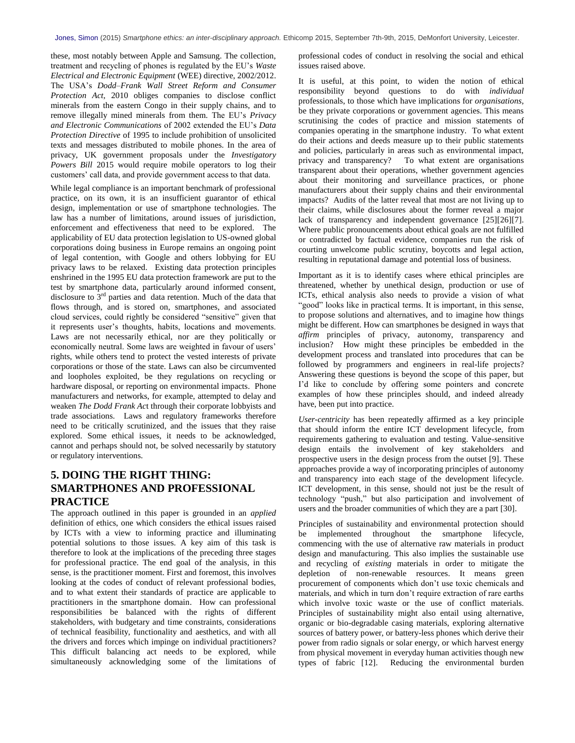these, most notably between Apple and Samsung. The collection, treatment and recycling of phones is regulated by the EU's *Waste Electrical and Electronic Equipment* (WEE) directive, 2002/2012. The USA's *Dodd–Frank Wall Street Reform and Consumer Protection Act*, 2010 obliges companies to disclose conflict minerals from the eastern Congo in their supply chains, and to remove illegally mined minerals from them. The EU's *Privacy and Electronic Communications* of 2002 extended the EU's *Data Protection Directive* of 1995 to include prohibition of unsolicited texts and messages distributed to mobile phones. In the area of privacy, UK government proposals under the *Investigatory Powers Bill* 2015 would require mobile operators to log their customers' call data, and provide government access to that data.

While legal compliance is an important benchmark of professional practice, on its own, it is an insufficient guarantor of ethical design, implementation or use of smartphone technologies. The law has a number of limitations, around issues of jurisdiction, enforcement and effectiveness that need to be explored. The applicability of EU data protection legislation to US-owned global corporations doing business in Europe remains an ongoing point of legal contention, with Google and others lobbying for EU privacy laws to be relaxed. Existing data protection principles enshrined in the 1995 EU data protection framework are put to the test by smartphone data, particularly around informed consent, disclosure to 3rd parties and data retention. Much of the data that flows through, and is stored on, smartphones, and associated cloud services, could rightly be considered "sensitive" given that it represents user's thoughts, habits, locations and movements. Laws are not necessarily ethical, nor are they politically or economically neutral. Some laws are weighted in favour of users' rights, while others tend to protect the vested interests of private corporations or those of the state. Laws can also be circumvented and loopholes exploited, be they regulations on recycling or hardware disposal, or reporting on environmental impacts. Phone manufacturers and networks, for example, attempted to delay and weaken *The Dodd Frank Act* through their corporate lobbyists and trade associations. Laws and regulatory frameworks therefore need to be critically scrutinized, and the issues that they raise explored. Some ethical issues, it needs to be acknowledged, cannot and perhaps should not, be solved necessarily by statutory or regulatory interventions.

## 5. DOING THE RIGHT THING: SMARTPHONES AND PROFESSIONAL PRACTICE

The approach outlined in this paper is grounded in an *applied* definition of ethics, one which considers the ethical issues raised by ICTs with a view to informing practice and illuminating potential solutions to those issues. A key aim of this task is therefore to look at the implications of the preceding three stages for professional practice. The end goal of the analysis, in this sense, is the practitioner moment. First and foremost, this involves looking at the codes of conduct of relevant professional bodies, and to what extent their standards of practice are applicable to practitioners in the smartphone domain. How can professional responsibilities be balanced with the rights of different stakeholders, with budgetary and time constraints, considerations of technical feasibility, functionality and aesthetics, and with all the drivers and forces which impinge on individual practitioners? This difficult balancing act needs to be explored, while simultaneously acknowledging some of the limitations of professional codes of conduct in resolving the social and ethical issues raised above.

It is useful, at this point, to widen the notion of ethical responsibility beyond questions to do with *individual* professionals, to those which have implications for *organisations*, be they private corporations or government agencies. This means scrutinising the codes of practice and mission statements of companies operating in the smartphone industry. To what extent do their actions and deeds measure up to their public statements and policies, particularly in areas such as environmental impact, privacy and transparency? To what extent are organisations transparent about their operations, whether government agencies about their monitoring and surveillance practices, or phone manufacturers about their supply chains and their environmental impacts? Audits of the latter reveal that most are not living up to their claims, while disclosures about the former reveal a major lack of transparency and independent governance [25][26][7]. Where public pronouncements about ethical goals are not fulfilled or contradicted by factual evidence, companies run the risk of courting unwelcome public scrutiny, boycotts and legal action, resulting in reputational damage and potential loss of business.

Important as it is to identify cases where ethical principles are threatened, whether by unethical design, production or use of ICTs, ethical analysis also needs to provide a vision of what "good" looks like in practical terms. It is important, in this sense, to propose solutions and alternatives, and to imagine how things might be different. How can smartphones be designed in ways that *affirm* principles of privacy, autonomy, transparency and inclusion? How might these principles be embedded in the development process and translated into procedures that can be followed by programmers and engineers in real-life projects? Answering these questions is beyond the scope of this paper, but I'd like to conclude by offering some pointers and concrete examples of how these principles should, and indeed already have, been put into practice.

*User-centricity* has been repeatedly affirmed as a key principle that should inform the entire ICT development lifecycle, from requirements gathering to evaluation and testing. Value-sensitive design entails the involvement of key stakeholders and prospective users in the design process from the outset [9]. These approaches provide a way of incorporating principles of autonomy and transparency into each stage of the development lifecycle. ICT development, in this sense, should not just be the result of technology "push," but also participation and involvement of users and the broader communities of which they are a part [30].

Principles of sustainability and environmental protection should be implemented throughout the smartphone lifecycle, commencing with the use of alternative raw materials in product design and manufacturing. This also implies the sustainable use and recycling of *existing* materials in order to mitigate the depletion of non-renewable resources. It means green procurement of components which don't use toxic chemicals and materials, and which in turn don't require extraction of rare earths which involve toxic waste or the use of conflict materials. Principles of sustainability might also entail using alternative, organic or bio-degradable casing materials, exploring alternative sources of battery power, or battery-less phones which derive their power from radio signals or solar energy, or which harvest energy from physical movement in everyday human activities though new types of fabric [12]. Reducing the environmental burden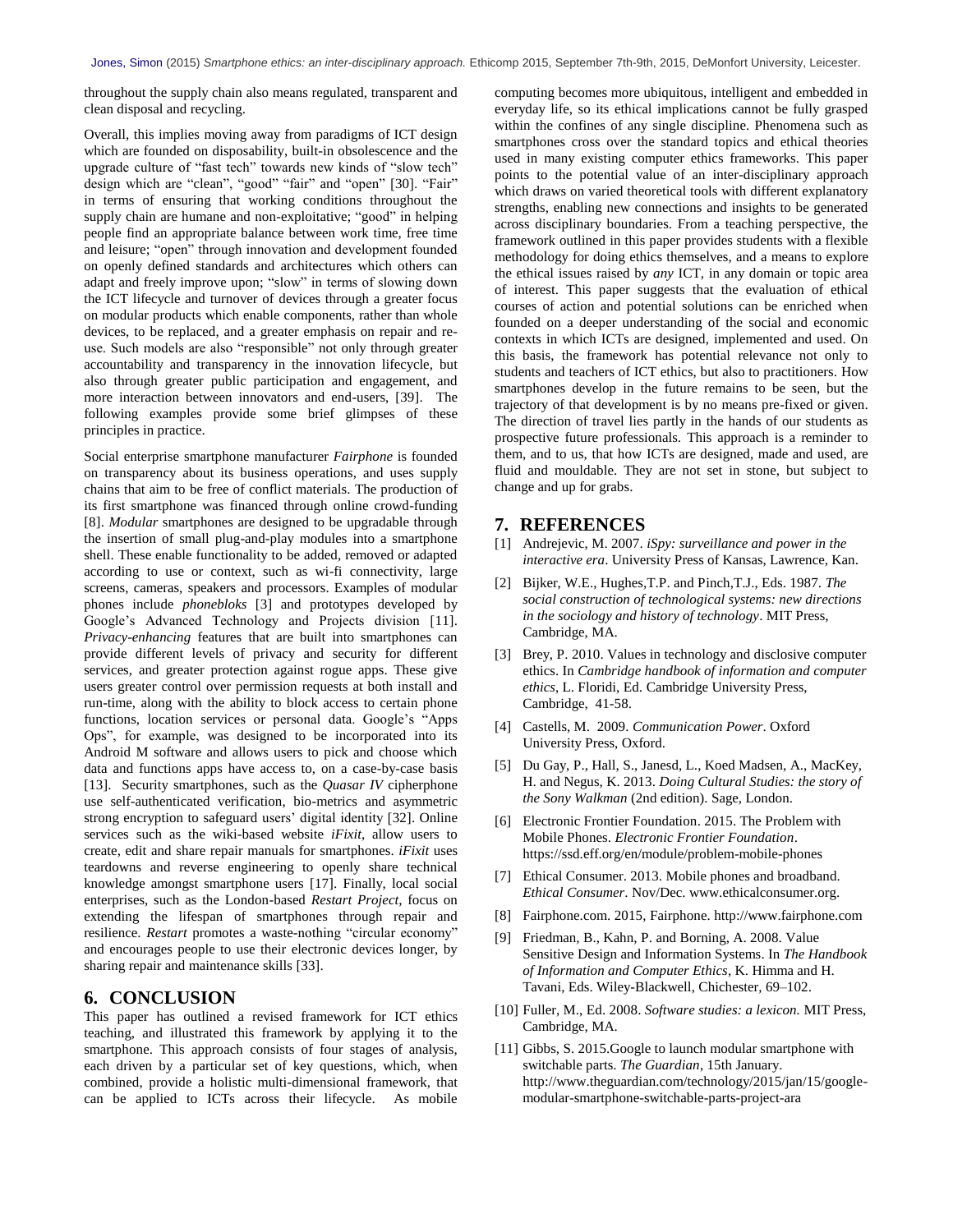throughout the supply chain also means regulated, transparent and clean disposal and recycling.

Overall, this implies moving away from paradigms of ICT design which are founded on disposability, built-in obsolescence and the upgrade culture of "fast tech" towards new kinds of "slow tech" design which are "clean", "good" "fair" and "open" [30]. "Fair" in terms of ensuring that working conditions throughout the supply chain are humane and non-exploitative; "good" in helping people find an appropriate balance between work time, free time and leisure; "open" through innovation and development founded on openly defined standards and architectures which others can adapt and freely improve upon; "slow" in terms of slowing down the ICT lifecycle and turnover of devices through a greater focus on modular products which enable components, rather than whole devices, to be replaced, and a greater emphasis on repair and re-use. Such models are also "responsible" not only through greater accountability and transparency in the innovation lifecycle, but also through greater public participation and engagement, and more interaction between innovators and end-users, [39]. The following examples provide some brief glimpses of these principles in practice.

Social enterprise smartphone manufacturer *Fairphone* is founded on transparency about its business operations, and uses supply chains that aim to be free of conflict materials. The production of its first smartphone was financed through online crowd-funding [8]. *Modular* smartphones are designed to be upgradable through the insertion of small plug-and-play modules into a smartphone shell. These enable functionality to be added, removed or adapted according to use or context, such as wi-fi connectivity, large screens, cameras, speakers and processors. Examples of modular phones include *phonebloks* [3] and prototypes developed by Google's Advanced Technology and Projects division [11]. *Privacy-enhancing* features that are built into smartphones can provide different levels of privacy and security for different services, and greater protection against rogue apps. These give users greater control over permission requests at both install and run-time, along with the ability to block access to certain phone functions, location services or personal data. Google's "Apps Ops", for example, was designed to be incorporated into its Android M software and allows users to pick and choose which data and functions apps have access to, on a case-by-case basis [13]. Security smartphones, such as the *Quasar IV* cipherphone use self-authenticated verification, bio-metrics and asymmetric strong encryption to safeguard users' digital identity [32]. Online services such as the wiki-based website *iFixit*, allow users to create, edit and share repair manuals for smartphones. *iFixit* uses teardowns and reverse engineering to openly share technical knowledge amongst smartphone users [17]. Finally, local social enterprises, such as the London-based *Restart Project*, focus on extending the lifespan of smartphones through repair and resilience. *Restart* promotes a waste-nothing "circular economy" and encourages people to use their electronic devices longer, by sharing repair and maintenance skills [33].

## 6. CONCLUSION

This paper has outlined a revised framework for ICT ethics teaching, and illustrated this framework by applying it to the smartphone. This approach consists of four stages of analysis, each driven by a particular set of key questions, which, when combined, provide a holistic multi-dimensional framework, that can be applied to ICTs across their lifecycle. As mobile computing becomes more ubiquitous, intelligent and embedded in everyday life, so its ethical implications cannot be fully grasped within the confines of any single discipline. Phenomena such as smartphones cross over the standard topics and ethical theories used in many existing computer ethics frameworks. This paper points to the potential value of an inter-disciplinary approach which draws on varied theoretical tools with different explanatory strengths, enabling new connections and insights to be generated across disciplinary boundaries. From a teaching perspective, the framework outlined in this paper provides students with a flexible methodology for doing ethics themselves, and a means to explore the ethical issues raised by *any* ICT, in any domain or topic area of interest. This paper suggests that the evaluation of ethical courses of action and potential solutions can be enriched when founded on a deeper understanding of the social and economic contexts in which ICTs are designed, implemented and used. On this basis, the framework has potential relevance not only to students and teachers of ICT ethics, but also to practitioners. How smartphones develop in the future remains to be seen, but the trajectory of that development is by no means pre-fixed or given. The direction of travel lies partly in the hands of our students as prospective future professionals. This approach is a reminder to them, and to us, that how ICTs are designed, made and used, are fluid and mouldable. They are not set in stone, but subject to change and up for grabs.

## 7. REFERENCES

[1] Andrejevic, M. 2007. *iSpy: surveillance and power in the interactive era*. University Press of Kansas, Lawrence, Kan.

[2] Bijker, W.E., Hughes,T.P. and Pinch,T.J., Eds. 1987. *The social construction of technological systems: new directions in the sociology and history of technology*. MIT Press, Cambridge, MA.

[3] Brey, P. 2010. Values in technology and disclosive computer ethics. In *Cambridge handbook of information and computer ethics*, L. Floridi, Ed. Cambridge University Press, Cambridge, 41-58.

[4] Castells, M. 2009. *Communication Power*. Oxford University Press, Oxford.

[5] Du Gay, P., Hall, S., Janesd, L., Koed Madsen, A., MacKey, H. and Negus, K. 2013. *Doing Cultural Studies: the story of the Sony Walkman* (2nd edition). Sage, London.

[6] Electronic Frontier Foundation. 2015. The Problem with Mobile Phones. *Electronic Frontier Foundation*. https://ssd.eff.org/en/module/problem-mobile-phones

[7] Ethical Consumer. 2013. Mobile phones and broadband. *Ethical Consumer*. Nov/Dec. www.ethicalconsumer.org.

[8] Fairphone.com. 2015, Fairphone. http://www.fairphone.com

[9] Friedman, B., Kahn, P. and Borning, A. 2008. Value Sensitive Design and Information Systems. In *The Handbook of Information and Computer Ethics*, K. Himma and H. Tavani, Eds. Wiley-Blackwell, Chichester, 69–102.

[10] Fuller, M., Ed. 2008. *Software studies: a lexicon.* MIT Press, Cambridge, MA.

[11] Gibbs, S. 2015.Google to launch modular smartphone with switchable parts. *The Guardian*, 15th January. http://www.theguardian.com/technology/2015/jan/15/google-modular-smartphone-switchable-parts-project-ara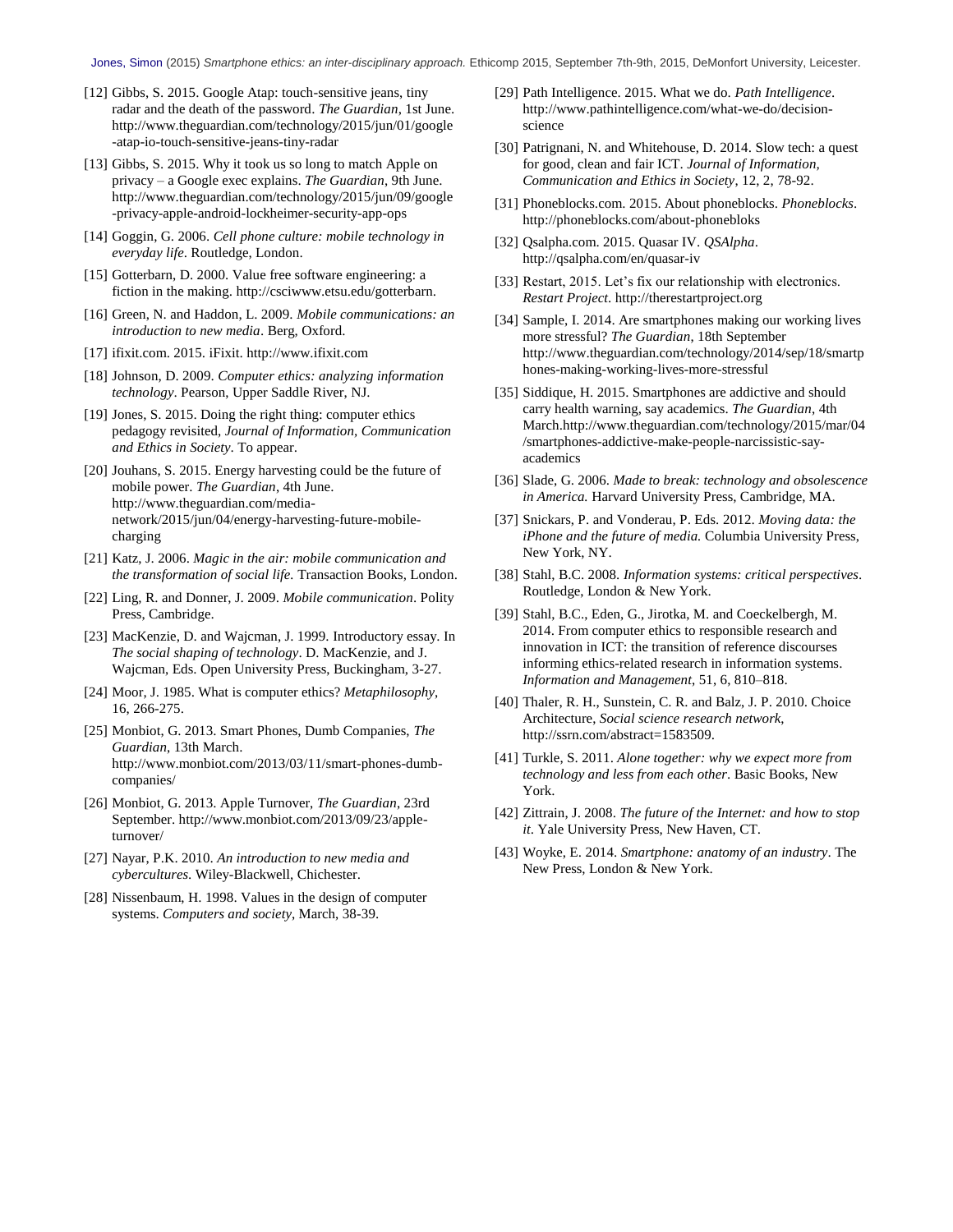[12] Gibbs, S. 2015. Google Atap: touch-sensitive jeans, tiny radar and the death of the password. *The Guardian*, 1st June. http://www.theguardian.com/technology/2015/jun/01/google-atap-io-touch-sensitive-jeans-tiny-radar

[13] Gibbs, S. 2015. Why it took us so long to match Apple on privacy – a Google exec explains. *The Guardian*, 9th June. http://www.theguardian.com/technology/2015/jun/09/google-privacy-apple-android-lockheimer-security-app-ops

[14] Goggin, G. 2006. *Cell phone culture: mobile technology in everyday life*. Routledge, London.

[15] Gotterbarn, D. 2000. Value free software engineering: a fiction in the making. http://csciwww.etsu.edu/gotterbarn.

[16] Green, N. and Haddon, L. 2009. *Mobile communications: an introduction to new media*. Berg, Oxford.

[17] ifixit.com. 2015. iFixit. http://www.ifixit.com

[18] Johnson, D. 2009. *Computer ethics: analyzing information technology*. Pearson, Upper Saddle River, NJ.

[19] Jones, S. 2015. Doing the right thing: computer ethics pedagogy revisited, *Journal of Information, Communication and Ethics in Society*. To appear.

[20] Jouhans, S. 2015. Energy harvesting could be the future of mobile power. *The Guardian*, 4th June. http://www.theguardian.com/media-network/2015/jun/04/energy-harvesting-future-mobile-charging

[21] Katz, J. 2006. *Magic in the air: mobile communication and the transformation of social life.* Transaction Books, London.

[22] Ling, R. and Donner, J. 2009. *Mobile communication*. Polity Press, Cambridge.

[23] MacKenzie, D. and Wajcman, J. 1999. Introductory essay. In *The social shaping of technology*. D. MacKenzie, and J. Wajcman, Eds. Open University Press, Buckingham, 3-27.

[24] Moor, J. 1985. What is computer ethics? *Metaphilosophy*, 16, 266-275.

[25] Monbiot, G. 2013. Smart Phones, Dumb Companies, *The Guardian*, 13th March. http://www.monbiot.com/2013/03/11/smart-phones-dumb-companies/

[26] Monbiot, G. 2013. Apple Turnover, *The Guardian*, 23rd September. http://www.monbiot.com/2013/09/23/apple-turnover/

[27] Nayar, P.K. 2010. *An introduction to new media and cybercultures*. Wiley-Blackwell, Chichester.

[28] Nissenbaum, H. 1998. Values in the design of computer systems. *Computers and society*, March, 38-39.

[29] Path Intelligence. 2015. What we do. *Path Intelligence*. http://www.pathintelligence.com/what-we-do/decision-science

[30] Patrignani, N. and Whitehouse, D. 2014. Slow tech: a quest for good, clean and fair ICT. *Journal of Information, Communication and Ethics in Society*, 12, 2, 78-92.

[31] Phoneblocks.com. 2015. About phoneblocks. *Phoneblocks*. http://phoneblocks.com/about-phonebloks

[32] Qsalpha.com. 2015. Quasar IV. *QSAlpha*. http://qsalpha.com/en/quasar-iv

[33] Restart, 2015. Let's fix our relationship with electronics. *Restart Project*. http://therestartproject.org

[34] Sample, I. 2014. Are smartphones making our working lives more stressful? *The Guardian*, 18th September http://www.theguardian.com/technology/2014/sep/18/smartphones-making-working-lives-more-stressful

[35] Siddique, H. 2015. Smartphones are addictive and should carry health warning, say academics. *The Guardian*, 4th March.http://www.theguardian.com/technology/2015/mar/04/smartphones-addictive-make-people-narcissistic-say-academics

[36] Slade, G. 2006. *Made to break: technology and obsolescence in America.* Harvard University Press, Cambridge, MA.

[37] Snickars, P. and Vonderau, P. Eds. 2012. *Moving data: the iPhone and the future of media.* Columbia University Press, New York, NY.

[38] Stahl, B.C. 2008. *Information systems: critical perspectives*. Routledge, London & New York.

[39] Stahl, B.C., Eden, G., Jirotka, M. and Coeckelbergh, M. 2014. From computer ethics to responsible research and innovation in ICT: the transition of reference discourses informing ethics-related research in information systems. *Information and Management*, 51, 6, 810–818.

[40] Thaler, R. H., Sunstein, C. R. and Balz, J. P. 2010. Choice Architecture, *Social science research network*, http://ssrn.com/abstract=1583509.

[41] Turkle, S. 2011. *Alone together: why we expect more from technology and less from each other*. Basic Books, New York.

[42] Zittrain, J. 2008. *The future of the Internet: and how to stop it*. Yale University Press, New Haven, CT.

[43] Woyke, E. 2014. *Smartphone: anatomy of an industry*. The New Press, London & New York.